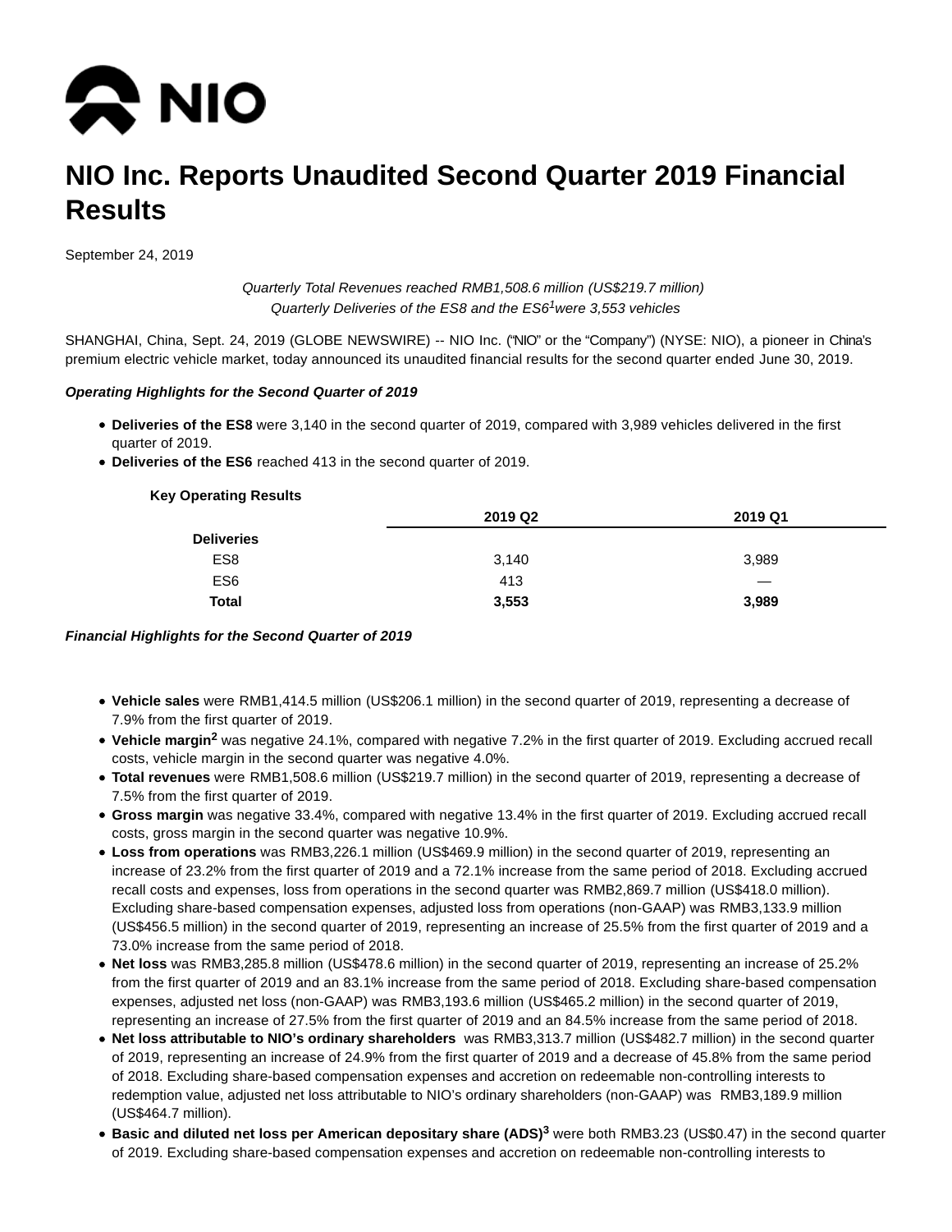# NIO Inc. Reports Unaudited Second Quarter 2019 Financial Results

September 24, 2019

*Quarterly Total Revenues reached RMB1,508.6 million (US$219.7 million)*
*Quarterly Deliveries of the ES8 and the ES6[1] were 3,553 vehicles*

SHANGHAI, China, Sept. 24, 2019 (GLOBE NEWSWIRE) -- NIO Inc. ("NIO" or the "Company") (NYSE: NIO), a pioneer in China's premium electric vehicle market, today announced its unaudited financial results for the second quarter ended June 30, 2019.

***Operating Highlights for the Second Quarter of 2019***

- **Deliveries of the ES8** were 3,140 in the second quarter of 2019, compared with 3,989 vehicles delivered in the first quarter of 2019.
- **Deliveries of the ES6** reached 413 in the second quarter of 2019.

**Key Operating Results**

| | 2019 Q2 | 2019 Q1 |
|---|---|---|
| **Deliveries** | | |
| ES8 | 3,140 | 3,989 |
| ES6 | 413 | — |
| **Total** | **3,553** | **3,989** |

***Financial Highlights for the Second Quarter of 2019***

- **Vehicle sales** were RMB1,414.5 million (US$206.1 million) in the second quarter of 2019, representing a decrease of 7.9% from the first quarter of 2019.
- **Vehicle margin[2]** was negative 24.1%, compared with negative 7.2% in the first quarter of 2019. Excluding accrued recall costs, vehicle margin in the second quarter was negative 4.0%.
- **Total revenues** were RMB1,508.6 million (US$219.7 million) in the second quarter of 2019, representing a decrease of 7.5% from the first quarter of 2019.
- **Gross margin** was negative 33.4%, compared with negative 13.4% in the first quarter of 2019. Excluding accrued recall costs, gross margin in the second quarter was negative 10.9%.
- **Loss from operations** was RMB3,226.1 million (US$469.9 million) in the second quarter of 2019, representing an increase of 23.2% from the first quarter of 2019 and a 72.1% increase from the same period of 2018. Excluding accrued recall costs and expenses, loss from operations in the second quarter was RMB2,869.7 million (US$418.0 million). Excluding share-based compensation expenses, adjusted loss from operations (non-GAAP) was RMB3,133.9 million (US$456.5 million) in the second quarter of 2019, representing an increase of 25.5% from the first quarter of 2019 and a 73.0% increase from the same period of 2018.
- **Net loss** was RMB3,285.8 million (US$478.6 million) in the second quarter of 2019, representing an increase of 25.2% from the first quarter of 2019 and an 83.1% increase from the same period of 2018. Excluding share-based compensation expenses, adjusted net loss (non-GAAP) was RMB3,193.6 million (US$465.2 million) in the second quarter of 2019, representing an increase of 27.5% from the first quarter of 2019 and an 84.5% increase from the same period of 2018.
- **Net loss attributable to NIO's ordinary shareholders** was RMB3,313.7 million (US$482.7 million) in the second quarter of 2019, representing an increase of 24.9% from the first quarter of 2019 and a decrease of 45.8% from the same period of 2018. Excluding share-based compensation expenses and accretion on redeemable non-controlling interests to redemption value, adjusted net loss attributable to NIO's ordinary shareholders (non-GAAP) was RMB3,189.9 million (US$464.7 million).
- **Basic and diluted net loss per American depositary share (ADS)[3]** were both RMB3.23 (US$0.47) in the second quarter of 2019. Excluding share-based compensation expenses and accretion on redeemable non-controlling interests to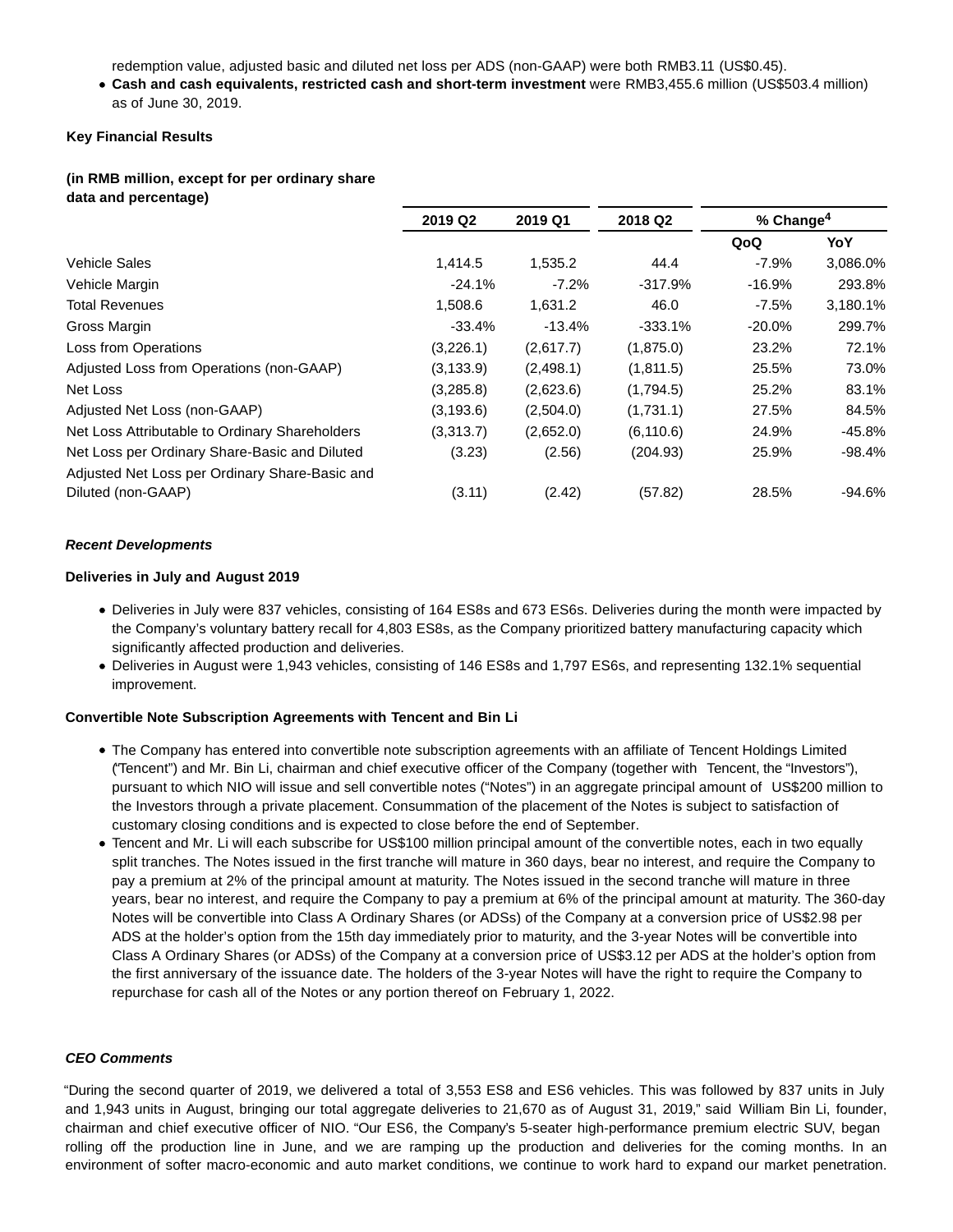redemption value, adjusted basic and diluted net loss per ADS (non-GAAP) were both RMB3.11 (US$0.45).

- **Cash and cash equivalents, restricted cash and short-term investment** were RMB3,455.6 million (US$503.4 million) as of June 30, 2019.

**Key Financial Results**

**(in RMB million, except for per ordinary share data and percentage)**

| | 2019 Q2 | 2019 Q1 | 2018 Q2 | % Change[4] | |
|---|---|---|---|---|---|
| | | | | QoQ | YoY |
| Vehicle Sales | 1,414.5 | 1,535.2 | 44.4 | -7.9% | 3,086.0% |
| Vehicle Margin | -24.1% | -7.2% | -317.9% | -16.9% | 293.8% |
| Total Revenues | 1,508.6 | 1,631.2 | 46.0 | -7.5% | 3,180.1% |
| Gross Margin | -33.4% | -13.4% | -333.1% | -20.0% | 299.7% |
| Loss from Operations | (3,226.1) | (2,617.7) | (1,875.0) | 23.2% | 72.1% |
| Adjusted Loss from Operations (non-GAAP) | (3,133.9) | (2,498.1) | (1,811.5) | 25.5% | 73.0% |
| Net Loss | (3,285.8) | (2,623.6) | (1,794.5) | 25.2% | 83.1% |
| Adjusted Net Loss (non-GAAP) | (3,193.6) | (2,504.0) | (1,731.1) | 27.5% | 84.5% |
| Net Loss Attributable to Ordinary Shareholders | (3,313.7) | (2,652.0) | (6,110.6) | 24.9% | -45.8% |
| Net Loss per Ordinary Share-Basic and Diluted | (3.23) | (2.56) | (204.93) | 25.9% | -98.4% |
| Adjusted Net Loss per Ordinary Share-Basic and Diluted (non-GAAP) | (3.11) | (2.42) | (57.82) | 28.5% | -94.6% |

***Recent Developments***

**Deliveries in July and August 2019**

- Deliveries in July were 837 vehicles, consisting of 164 ES8s and 673 ES6s. Deliveries during the month were impacted by the Company's voluntary battery recall for 4,803 ES8s, as the Company prioritized battery manufacturing capacity which significantly affected production and deliveries.
- Deliveries in August were 1,943 vehicles, consisting of 146 ES8s and 1,797 ES6s, and representing 132.1% sequential improvement.

**Convertible Note Subscription Agreements with Tencent and Bin Li**

- The Company has entered into convertible note subscription agreements with an affiliate of Tencent Holdings Limited ("Tencent") and Mr. Bin Li, chairman and chief executive officer of the Company (together with Tencent, the "Investors"), pursuant to which NIO will issue and sell convertible notes ("Notes") in an aggregate principal amount of US$200 million to the Investors through a private placement. Consummation of the placement of the Notes is subject to satisfaction of customary closing conditions and is expected to close before the end of September.
- Tencent and Mr. Li will each subscribe for US$100 million principal amount of the convertible notes, each in two equally split tranches. The Notes issued in the first tranche will mature in 360 days, bear no interest, and require the Company to pay a premium at 2% of the principal amount at maturity. The Notes issued in the second tranche will mature in three years, bear no interest, and require the Company to pay a premium at 6% of the principal amount at maturity. The 360-day Notes will be convertible into Class A Ordinary Shares (or ADSs) of the Company at a conversion price of US$2.98 per ADS at the holder's option from the 15th day immediately prior to maturity, and the 3-year Notes will be convertible into Class A Ordinary Shares (or ADSs) of the Company at a conversion price of US$3.12 per ADS at the holder's option from the first anniversary of the issuance date. The holders of the 3-year Notes will have the right to require the Company to repurchase for cash all of the Notes or any portion thereof on February 1, 2022.

***CEO Comments***

"During the second quarter of 2019, we delivered a total of 3,553 ES8 and ES6 vehicles. This was followed by 837 units in July and 1,943 units in August, bringing our total aggregate deliveries to 21,670 as of August 31, 2019," said William Bin Li, founder, chairman and chief executive officer of NIO. "Our ES6, the Company's 5-seater high-performance premium electric SUV, began rolling off the production line in June, and we are ramping up the production and deliveries for the coming months. In an environment of softer macro-economic and auto market conditions, we continue to work hard to expand our market penetration.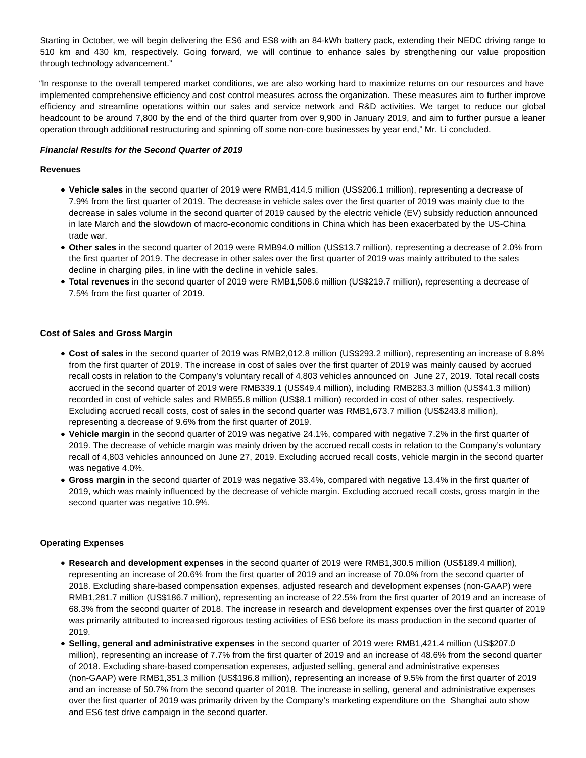Starting in October, we will begin delivering the ES6 and ES8 with an 84-kWh battery pack, extending their NEDC driving range to 510 km and 430 km, respectively. Going forward, we will continue to enhance sales by strengthening our value proposition through technology advancement."

"In response to the overall tempered market conditions, we are also working hard to maximize returns on our resources and have implemented comprehensive efficiency and cost control measures across the organization. These measures aim to further improve efficiency and streamline operations within our sales and service network and R&D activities. We target to reduce our global headcount to be around 7,800 by the end of the third quarter from over 9,900 in January 2019, and aim to further pursue a leaner operation through additional restructuring and spinning off some non-core businesses by year end," Mr. Li concluded.

***Financial Results for the Second Quarter of 2019***

**Revenues**

- **Vehicle sales** in the second quarter of 2019 were RMB1,414.5 million (US$206.1 million), representing a decrease of 7.9% from the first quarter of 2019. The decrease in vehicle sales over the first quarter of 2019 was mainly due to the decrease in sales volume in the second quarter of 2019 caused by the electric vehicle (EV) subsidy reduction announced in late March and the slowdown of macro-economic conditions in China which has been exacerbated by the US-China trade war.
- **Other sales** in the second quarter of 2019 were RMB94.0 million (US$13.7 million), representing a decrease of 2.0% from the first quarter of 2019. The decrease in other sales over the first quarter of 2019 was mainly attributed to the sales decline in charging piles, in line with the decline in vehicle sales.
- **Total revenues** in the second quarter of 2019 were RMB1,508.6 million (US$219.7 million), representing a decrease of 7.5% from the first quarter of 2019.

**Cost of Sales and Gross Margin**

- **Cost of sales** in the second quarter of 2019 was RMB2,012.8 million (US$293.2 million), representing an increase of 8.8% from the first quarter of 2019. The increase in cost of sales over the first quarter of 2019 was mainly caused by accrued recall costs in relation to the Company's voluntary recall of 4,803 vehicles announced on June 27, 2019. Total recall costs accrued in the second quarter of 2019 were RMB339.1 (US$49.4 million), including RMB283.3 million (US$41.3 million) recorded in cost of vehicle sales and RMB55.8 million (US$8.1 million) recorded in cost of other sales, respectively. Excluding accrued recall costs, cost of sales in the second quarter was RMB1,673.7 million (US$243.8 million), representing a decrease of 9.6% from the first quarter of 2019.
- **Vehicle margin** in the second quarter of 2019 was negative 24.1%, compared with negative 7.2% in the first quarter of 2019. The decrease of vehicle margin was mainly driven by the accrued recall costs in relation to the Company's voluntary recall of 4,803 vehicles announced on June 27, 2019. Excluding accrued recall costs, vehicle margin in the second quarter was negative 4.0%.
- **Gross margin** in the second quarter of 2019 was negative 33.4%, compared with negative 13.4% in the first quarter of 2019, which was mainly influenced by the decrease of vehicle margin. Excluding accrued recall costs, gross margin in the second quarter was negative 10.9%.

**Operating Expenses**

- **Research and development expenses** in the second quarter of 2019 were RMB1,300.5 million (US$189.4 million), representing an increase of 20.6% from the first quarter of 2019 and an increase of 70.0% from the second quarter of 2018. Excluding share-based compensation expenses, adjusted research and development expenses (non-GAAP) were RMB1,281.7 million (US$186.7 million), representing an increase of 22.5% from the first quarter of 2019 and an increase of 68.3% from the second quarter of 2018. The increase in research and development expenses over the first quarter of 2019 was primarily attributed to increased rigorous testing activities of ES6 before its mass production in the second quarter of 2019.
- **Selling, general and administrative expenses** in the second quarter of 2019 were RMB1,421.4 million (US$207.0 million), representing an increase of 7.7% from the first quarter of 2019 and an increase of 48.6% from the second quarter of 2018. Excluding share-based compensation expenses, adjusted selling, general and administrative expenses (non-GAAP) were RMB1,351.3 million (US$196.8 million), representing an increase of 9.5% from the first quarter of 2019 and an increase of 50.7% from the second quarter of 2018. The increase in selling, general and administrative expenses over the first quarter of 2019 was primarily driven by the Company's marketing expenditure on the Shanghai auto show and ES6 test drive campaign in the second quarter.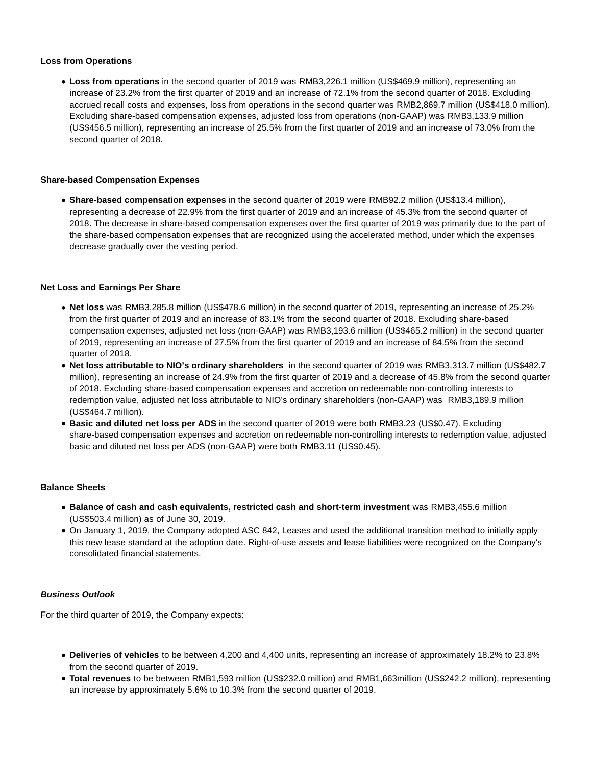**Loss from Operations**

- **Loss from operations** in the second quarter of 2019 was RMB3,226.1 million (US$469.9 million), representing an increase of 23.2% from the first quarter of 2019 and an increase of 72.1% from the second quarter of 2018. Excluding accrued recall costs and expenses, loss from operations in the second quarter was RMB2,869.7 million (US$418.0 million). Excluding share-based compensation expenses, adjusted loss from operations (non-GAAP) was RMB3,133.9 million (US$456.5 million), representing an increase of 25.5% from the first quarter of 2019 and an increase of 73.0% from the second quarter of 2018.

**Share-based Compensation Expenses**

- **Share-based compensation expenses** in the second quarter of 2019 were RMB92.2 million (US$13.4 million), representing a decrease of 22.9% from the first quarter of 2019 and an increase of 45.3% from the second quarter of 2018. The decrease in share-based compensation expenses over the first quarter of 2019 was primarily due to the part of the share-based compensation expenses that are recognized using the accelerated method, under which the expenses decrease gradually over the vesting period.

**Net Loss and Earnings Per Share**

- **Net loss** was RMB3,285.8 million (US$478.6 million) in the second quarter of 2019, representing an increase of 25.2% from the first quarter of 2019 and an increase of 83.1% from the second quarter of 2018. Excluding share-based compensation expenses, adjusted net loss (non-GAAP) was RMB3,193.6 million (US$465.2 million) in the second quarter of 2019, representing an increase of 27.5% from the first quarter of 2019 and an increase of 84.5% from the second quarter of 2018.
- **Net loss attributable to NIO's ordinary shareholders** in the second quarter of 2019 was RMB3,313.7 million (US$482.7 million), representing an increase of 24.9% from the first quarter of 2019 and a decrease of 45.8% from the second quarter of 2018. Excluding share-based compensation expenses and accretion on redeemable non-controlling interests to redemption value, adjusted net loss attributable to NIO's ordinary shareholders (non-GAAP) was RMB3,189.9 million (US$464.7 million).
- **Basic and diluted net loss per ADS** in the second quarter of 2019 were both RMB3.23 (US$0.47). Excluding share-based compensation expenses and accretion on redeemable non-controlling interests to redemption value, adjusted basic and diluted net loss per ADS (non-GAAP) were both RMB3.11 (US$0.45).

**Balance Sheets**

- **Balance of cash and cash equivalents, restricted cash and short-term investment** was RMB3,455.6 million (US$503.4 million) as of June 30, 2019.
- On January 1, 2019, the Company adopted ASC 842, Leases and used the additional transition method to initially apply this new lease standard at the adoption date. Right-of-use assets and lease liabilities were recognized on the Company's consolidated financial statements.

***Business Outlook***

For the third quarter of 2019, the Company expects:

- **Deliveries of vehicles** to be between 4,200 and 4,400 units, representing an increase of approximately 18.2% to 23.8% from the second quarter of 2019.
- **Total revenues** to be between RMB1,593 million (US$232.0 million) and RMB1,663million (US$242.2 million), representing an increase by approximately 5.6% to 10.3% from the second quarter of 2019.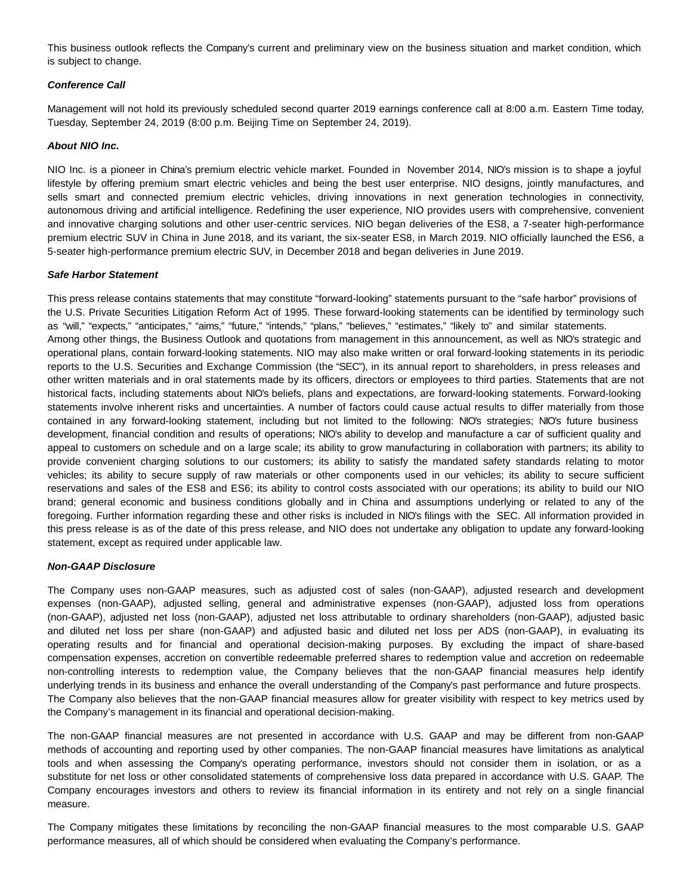This business outlook reflects the Company's current and preliminary view on the business situation and market condition, which is subject to change.

***Conference Call***

Management will not hold its previously scheduled second quarter 2019 earnings conference call at 8:00 a.m. Eastern Time today, Tuesday, September 24, 2019 (8:00 p.m. Beijing Time on September 24, 2019).

***About NIO Inc.***

NIO Inc. is a pioneer in China's premium electric vehicle market. Founded in November 2014, NIO's mission is to shape a joyful lifestyle by offering premium smart electric vehicles and being the best user enterprise. NIO designs, jointly manufactures, and sells smart and connected premium electric vehicles, driving innovations in next generation technologies in connectivity, autonomous driving and artificial intelligence. Redefining the user experience, NIO provides users with comprehensive, convenient and innovative charging solutions and other user-centric services. NIO began deliveries of the ES8, a 7-seater high-performance premium electric SUV in China in June 2018, and its variant, the six-seater ES8, in March 2019. NIO officially launched the ES6, a 5-seater high-performance premium electric SUV, in December 2018 and began deliveries in June 2019.

***Safe Harbor Statement***

This press release contains statements that may constitute "forward-looking" statements pursuant to the "safe harbor" provisions of the U.S. Private Securities Litigation Reform Act of 1995. These forward-looking statements can be identified by terminology such as "will," "expects," "anticipates," "aims," "future," "intends," "plans," "believes," "estimates," "likely to" and similar statements. Among other things, the Business Outlook and quotations from management in this announcement, as well as NIO's strategic and operational plans, contain forward-looking statements. NIO may also make written or oral forward-looking statements in its periodic reports to the U.S. Securities and Exchange Commission (the "SEC"), in its annual report to shareholders, in press releases and other written materials and in oral statements made by its officers, directors or employees to third parties. Statements that are not historical facts, including statements about NIO's beliefs, plans and expectations, are forward-looking statements. Forward-looking statements involve inherent risks and uncertainties. A number of factors could cause actual results to differ materially from those contained in any forward-looking statement, including but not limited to the following: NIO's strategies; NIO's future business development, financial condition and results of operations; NIO's ability to develop and manufacture a car of sufficient quality and appeal to customers on schedule and on a large scale; its ability to grow manufacturing in collaboration with partners; its ability to provide convenient charging solutions to our customers; its ability to satisfy the mandated safety standards relating to motor vehicles; its ability to secure supply of raw materials or other components used in our vehicles; its ability to secure sufficient reservations and sales of the ES8 and ES6; its ability to control costs associated with our operations; its ability to build our NIO brand; general economic and business conditions globally and in China and assumptions underlying or related to any of the foregoing. Further information regarding these and other risks is included in NIO's filings with the SEC. All information provided in this press release is as of the date of this press release, and NIO does not undertake any obligation to update any forward-looking statement, except as required under applicable law.

***Non-GAAP Disclosure***

The Company uses non-GAAP measures, such as adjusted cost of sales (non-GAAP), adjusted research and development expenses (non-GAAP), adjusted selling, general and administrative expenses (non-GAAP), adjusted loss from operations (non-GAAP), adjusted net loss (non-GAAP), adjusted net loss attributable to ordinary shareholders (non-GAAP), adjusted basic and diluted net loss per share (non-GAAP) and adjusted basic and diluted net loss per ADS (non-GAAP), in evaluating its operating results and for financial and operational decision-making purposes. By excluding the impact of share-based compensation expenses, accretion on convertible redeemable preferred shares to redemption value and accretion on redeemable non-controlling interests to redemption value, the Company believes that the non-GAAP financial measures help identify underlying trends in its business and enhance the overall understanding of the Company's past performance and future prospects. The Company also believes that the non-GAAP financial measures allow for greater visibility with respect to key metrics used by the Company's management in its financial and operational decision-making.

The non-GAAP financial measures are not presented in accordance with U.S. GAAP and may be different from non-GAAP methods of accounting and reporting used by other companies. The non-GAAP financial measures have limitations as analytical tools and when assessing the Company's operating performance, investors should not consider them in isolation, or as a substitute for net loss or other consolidated statements of comprehensive loss data prepared in accordance with U.S. GAAP. The Company encourages investors and others to review its financial information in its entirety and not rely on a single financial measure.

The Company mitigates these limitations by reconciling the non-GAAP financial measures to the most comparable U.S. GAAP performance measures, all of which should be considered when evaluating the Company's performance.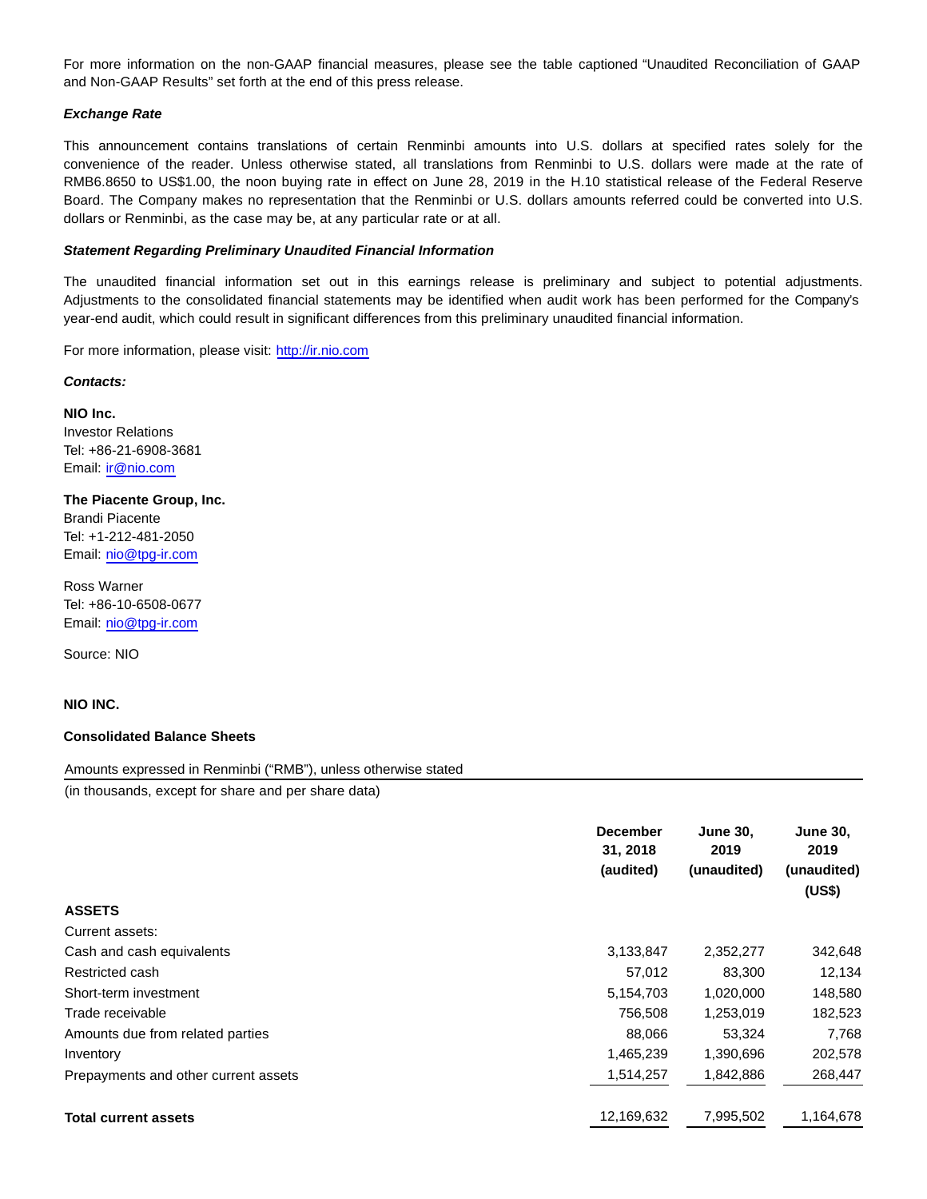For more information on the non-GAAP financial measures, please see the table captioned "Unaudited Reconciliation of GAAP and Non-GAAP Results" set forth at the end of this press release.

***Exchange Rate***

This announcement contains translations of certain Renminbi amounts into U.S. dollars at specified rates solely for the convenience of the reader. Unless otherwise stated, all translations from Renminbi to U.S. dollars were made at the rate of RMB6.8650 to US$1.00, the noon buying rate in effect on June 28, 2019 in the H.10 statistical release of the Federal Reserve Board. The Company makes no representation that the Renminbi or U.S. dollars amounts referred could be converted into U.S. dollars or Renminbi, as the case may be, at any particular rate or at all.

***Statement Regarding Preliminary Unaudited Financial Information***

The unaudited financial information set out in this earnings release is preliminary and subject to potential adjustments. Adjustments to the consolidated financial statements may be identified when audit work has been performed for the Company's year-end audit, which could result in significant differences from this preliminary unaudited financial information.

For more information, please visit: http://ir.nio.com

***Contacts:***

**NIO Inc.**
Investor Relations
Tel: +86-21-6908-3681
Email: ir@nio.com

**The Piacente Group, Inc.**
Brandi Piacente
Tel: +1-212-481-2050
Email: nio@tpg-ir.com

Ross Warner
Tel: +86-10-6508-0677
Email: nio@tpg-ir.com

Source: NIO

**NIO INC.**

**Consolidated Balance Sheets**

Amounts expressed in Renminbi ("RMB"), unless otherwise stated

(in thousands, except for share and per share data)

| | December 31, 2018 (audited) | June 30, 2019 (unaudited) | June 30, 2019 (unaudited) (US$) |
|---|---|---|---|
| **ASSETS** | | | |
| Current assets: | | | |
| Cash and cash equivalents | 3,133,847 | 2,352,277 | 342,648 |
| Restricted cash | 57,012 | 83,300 | 12,134 |
| Short-term investment | 5,154,703 | 1,020,000 | 148,580 |
| Trade receivable | 756,508 | 1,253,019 | 182,523 |
| Amounts due from related parties | 88,066 | 53,324 | 7,768 |
| Inventory | 1,465,239 | 1,390,696 | 202,578 |
| Prepayments and other current assets | 1,514,257 | 1,842,886 | 268,447 |
| **Total current assets** | 12,169,632 | 7,995,502 | 1,164,678 |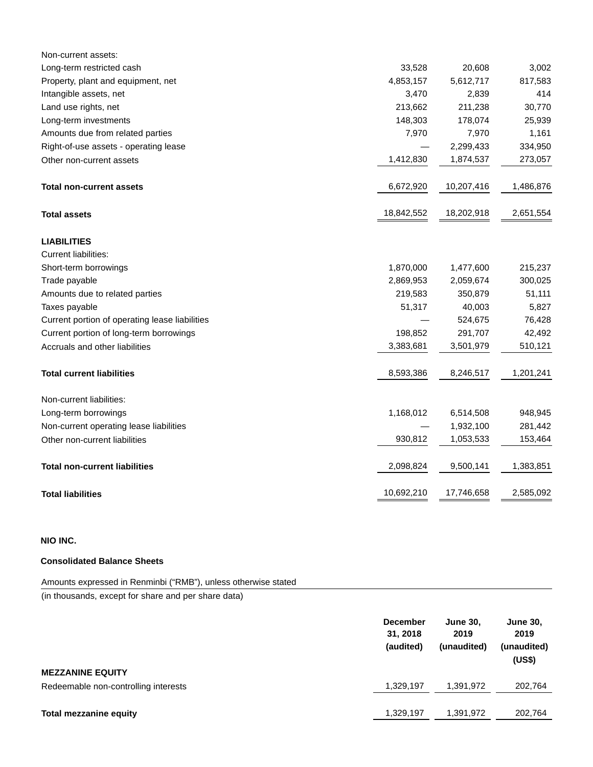| | | | |
|---|---|---|---|
| Non-current assets: | | | |
| Long-term restricted cash | 33,528 | 20,608 | 3,002 |
| Property, plant and equipment, net | 4,853,157 | 5,612,717 | 817,583 |
| Intangible assets, net | 3,470 | 2,839 | 414 |
| Land use rights, net | 213,662 | 211,238 | 30,770 |
| Long-term investments | 148,303 | 178,074 | 25,939 |
| Amounts due from related parties | 7,970 | 7,970 | 1,161 |
| Right-of-use assets - operating lease | — | 2,299,433 | 334,950 |
| Other non-current assets | 1,412,830 | 1,874,537 | 273,057 |
| **Total non-current assets** | 6,672,920 | 10,207,416 | 1,486,876 |
| **Total assets** | 18,842,552 | 18,202,918 | 2,651,554 |
| **LIABILITIES** | | | |
| Current liabilities: | | | |
| Short-term borrowings | 1,870,000 | 1,477,600 | 215,237 |
| Trade payable | 2,869,953 | 2,059,674 | 300,025 |
| Amounts due to related parties | 219,583 | 350,879 | 51,111 |
| Taxes payable | 51,317 | 40,003 | 5,827 |
| Current portion of operating lease liabilities | — | 524,675 | 76,428 |
| Current portion of long-term borrowings | 198,852 | 291,707 | 42,492 |
| Accruals and other liabilities | 3,383,681 | 3,501,979 | 510,121 |
| **Total current liabilities** | 8,593,386 | 8,246,517 | 1,201,241 |
| Non-current liabilities: | | | |
| Long-term borrowings | 1,168,012 | 6,514,508 | 948,945 |
| Non-current operating lease liabilities | — | 1,932,100 | 281,442 |
| Other non-current liabilities | 930,812 | 1,053,533 | 153,464 |
| **Total non-current liabilities** | 2,098,824 | 9,500,141 | 1,383,851 |
| **Total liabilities** | 10,692,210 | 17,746,658 | 2,585,092 |

**NIO INC.**

**Consolidated Balance Sheets**

Amounts expressed in Renminbi ("RMB"), unless otherwise stated

(in thousands, except for share and per share data)

| | December 31, 2018 (audited) | June 30, 2019 (unaudited) | June 30, 2019 (unaudited) (US$) |
|---|---|---|---|
| **MEZZANINE EQUITY** | | | |
| Redeemable non-controlling interests | 1,329,197 | 1,391,972 | 202,764 |
| **Total mezzanine equity** | 1,329,197 | 1,391,972 | 202,764 |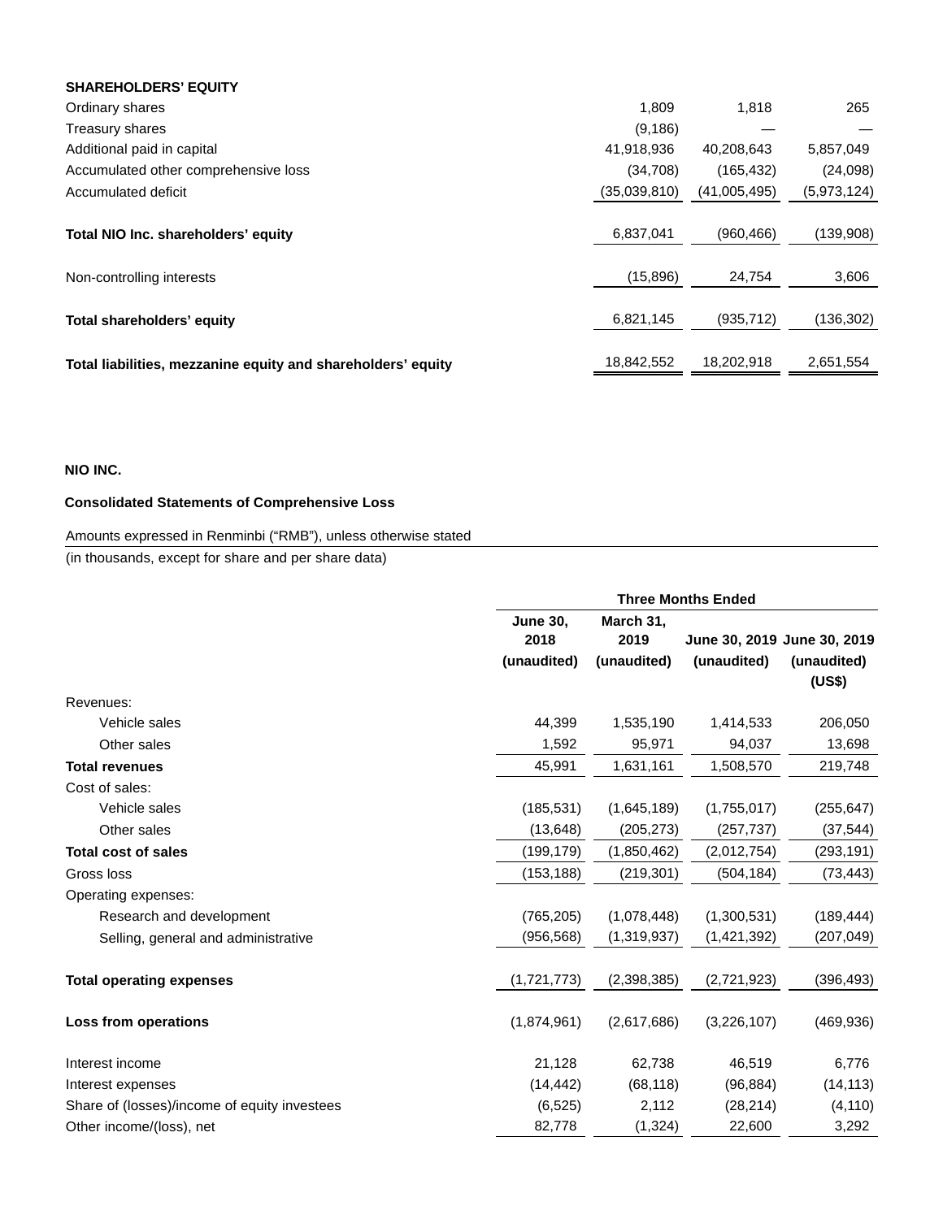| SHAREHOLDERS' EQUITY | | | |
|---|---|---|---|
| Ordinary shares | 1,809 | 1,818 | 265 |
| Treasury shares | (9,186) | — | — |
| Additional paid in capital | 41,918,936 | 40,208,643 | 5,857,049 |
| Accumulated other comprehensive loss | (34,708) | (165,432) | (24,098) |
| Accumulated deficit | (35,039,810) | (41,005,495) | (5,973,124) |
| **Total NIO Inc. shareholders' equity** | 6,837,041 | (960,466) | (139,908) |
| Non-controlling interests | (15,896) | 24,754 | 3,606 |
| **Total shareholders' equity** | 6,821,145 | (935,712) | (136,302) |
| **Total liabilities, mezzanine equity and shareholders' equity** | 18,842,552 | 18,202,918 | 2,651,554 |

**NIO INC.**

**Consolidated Statements of Comprehensive Loss**

Amounts expressed in Renminbi ("RMB"), unless otherwise stated

(in thousands, except for share and per share data)

| | Three Months Ended | | | |
|---|---|---|---|---|
| | **June 30, 2018 (unaudited)** | **March 31, 2019 (unaudited)** | **June 30, 2019 (unaudited)** | **June 30, 2019 (unaudited) (US$)** |
| Revenues: | | | | |
| Vehicle sales | 44,399 | 1,535,190 | 1,414,533 | 206,050 |
| Other sales | 1,592 | 95,971 | 94,037 | 13,698 |
| **Total revenues** | 45,991 | 1,631,161 | 1,508,570 | 219,748 |
| Cost of sales: | | | | |
| Vehicle sales | (185,531) | (1,645,189) | (1,755,017) | (255,647) |
| Other sales | (13,648) | (205,273) | (257,737) | (37,544) |
| **Total cost of sales** | (199,179) | (1,850,462) | (2,012,754) | (293,191) |
| Gross loss | (153,188) | (219,301) | (504,184) | (73,443) |
| Operating expenses: | | | | |
| Research and development | (765,205) | (1,078,448) | (1,300,531) | (189,444) |
| Selling, general and administrative | (956,568) | (1,319,937) | (1,421,392) | (207,049) |
| **Total operating expenses** | (1,721,773) | (2,398,385) | (2,721,923) | (396,493) |
| **Loss from operations** | (1,874,961) | (2,617,686) | (3,226,107) | (469,936) |
| Interest income | 21,128 | 62,738 | 46,519 | 6,776 |
| Interest expenses | (14,442) | (68,118) | (96,884) | (14,113) |
| Share of (losses)/income of equity investees | (6,525) | 2,112 | (28,214) | (4,110) |
| Other income/(loss), net | 82,778 | (1,324) | 22,600 | 3,292 |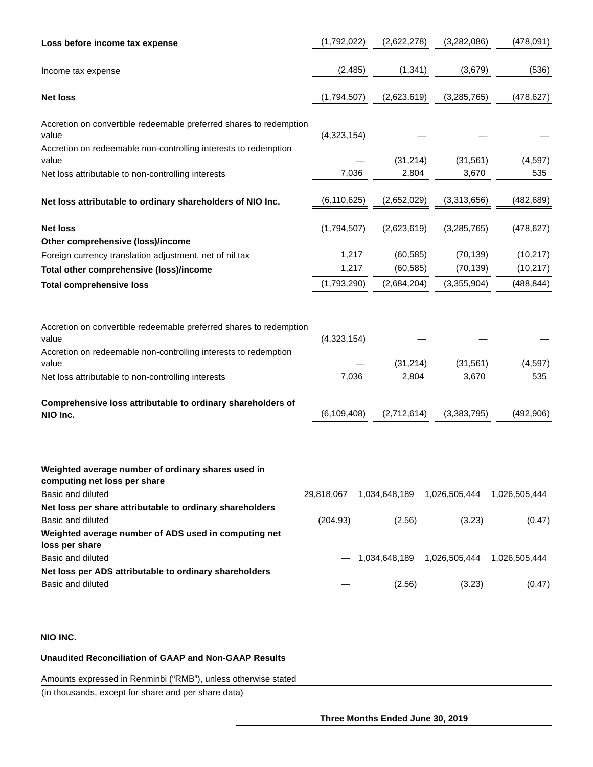| | | | | |
|---|---|---|---|---|
| **Loss before income tax expense** | (1,792,022) | (2,622,278) | (3,282,086) | (478,091) |
| Income tax expense | (2,485) | (1,341) | (3,679) | (536) |
| **Net loss** | (1,794,507) | (2,623,619) | (3,285,765) | (478,627) |
| Accretion on convertible redeemable preferred shares to redemption value | (4,323,154) | — | — | — |
| Accretion on redeemable non-controlling interests to redemption value | — | (31,214) | (31,561) | (4,597) |
| Net loss attributable to non-controlling interests | 7,036 | 2,804 | 3,670 | 535 |
| **Net loss attributable to ordinary shareholders of NIO Inc.** | (6,110,625) | (2,652,029) | (3,313,656) | (482,689) |
| **Net loss** | (1,794,507) | (2,623,619) | (3,285,765) | (478,627) |
| **Other comprehensive (loss)/income** | | | | |
| Foreign currency translation adjustment, net of nil tax | 1,217 | (60,585) | (70,139) | (10,217) |
| **Total other comprehensive (loss)/income** | 1,217 | (60,585) | (70,139) | (10,217) |
| **Total comprehensive loss** | (1,793,290) | (2,684,204) | (3,355,904) | (488,844) |
| Accretion on convertible redeemable preferred shares to redemption value | (4,323,154) | — | — | — |
| Accretion on redeemable non-controlling interests to redemption value | — | (31,214) | (31,561) | (4,597) |
| Net loss attributable to non-controlling interests | 7,036 | 2,804 | 3,670 | 535 |
| **Comprehensive loss attributable to ordinary shareholders of NIO Inc.** | (6,109,408) | (2,712,614) | (3,383,795) | (492,906) |
| **Weighted average number of ordinary shares used in computing net loss per share** | | | | |
| Basic and diluted | 29,818,067 | 1,034,648,189 | 1,026,505,444 | 1,026,505,444 |
| **Net loss per share attributable to ordinary shareholders** | | | | |
| Basic and diluted | (204.93) | (2.56) | (3.23) | (0.47) |
| **Weighted average number of ADS used in computing net loss per share** | | | | |
| Basic and diluted | — | 1,034,648,189 | 1,026,505,444 | 1,026,505,444 |
| **Net loss per ADS attributable to ordinary shareholders** | | | | |
| Basic and diluted | — | (2.56) | (3.23) | (0.47) |

**NIO INC.**

**Unaudited Reconciliation of GAAP and Non-GAAP Results**

Amounts expressed in Renminbi ("RMB"), unless otherwise stated

(in thousands, except for share and per share data)

**Three Months Ended June 30, 2019**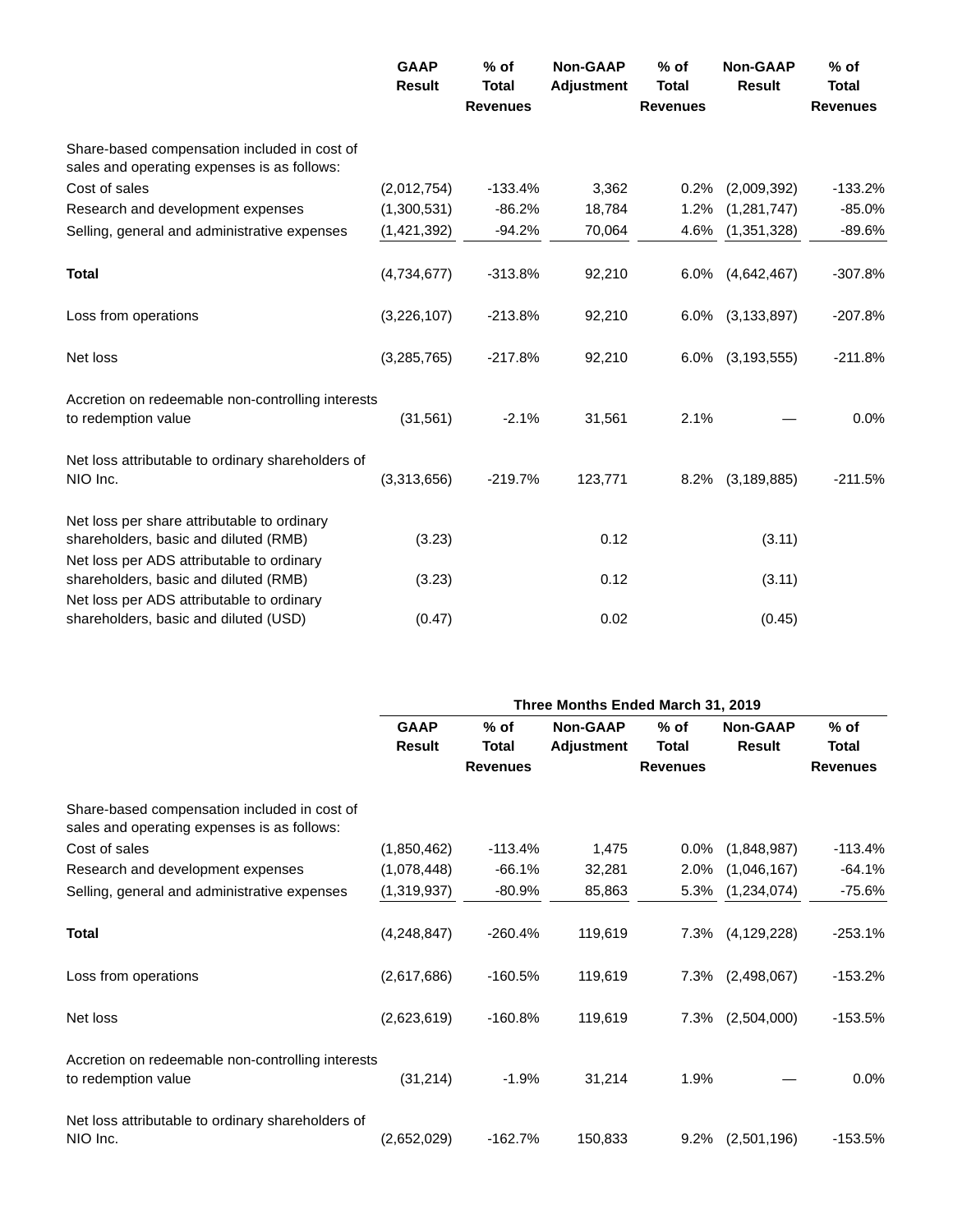| | GAAP Result | % of Total Revenues | Non-GAAP Adjustment | % of Total Revenues | Non-GAAP Result | % of Total Revenues |
|---|---|---|---|---|---|---|
| Share-based compensation included in cost of sales and operating expenses is as follows: | | | | | | |
| Cost of sales | (2,012,754) | -133.4% | 3,362 | 0.2% | (2,009,392) | -133.2% |
| Research and development expenses | (1,300,531) | -86.2% | 18,784 | 1.2% | (1,281,747) | -85.0% |
| Selling, general and administrative expenses | (1,421,392) | -94.2% | 70,064 | 4.6% | (1,351,328) | -89.6% |
| **Total** | (4,734,677) | -313.8% | 92,210 | 6.0% | (4,642,467) | -307.8% |
| Loss from operations | (3,226,107) | -213.8% | 92,210 | 6.0% | (3,133,897) | -207.8% |
| Net loss | (3,285,765) | -217.8% | 92,210 | 6.0% | (3,193,555) | -211.8% |
| Accretion on redeemable non-controlling interests to redemption value | (31,561) | -2.1% | 31,561 | 2.1% | — | 0.0% |
| Net loss attributable to ordinary shareholders of NIO Inc. | (3,313,656) | -219.7% | 123,771 | 8.2% | (3,189,885) | -211.5% |
| Net loss per share attributable to ordinary shareholders, basic and diluted (RMB) | (3.23) | | 0.12 | | (3.11) | |
| Net loss per ADS attributable to ordinary shareholders, basic and diluted (RMB) | (3.23) | | 0.12 | | (3.11) | |
| Net loss per ADS attributable to ordinary shareholders, basic and diluted (USD) | (0.47) | | 0.02 | | (0.45) | |

| | Three Months Ended March 31, 2019 | | | | | |
|---|---|---|---|---|---|---|
| | GAAP Result | % of Total Revenues | Non-GAAP Adjustment | % of Total Revenues | Non-GAAP Result | % of Total Revenues |
| Share-based compensation included in cost of sales and operating expenses is as follows: | | | | | | |
| Cost of sales | (1,850,462) | -113.4% | 1,475 | 0.0% | (1,848,987) | -113.4% |
| Research and development expenses | (1,078,448) | -66.1% | 32,281 | 2.0% | (1,046,167) | -64.1% |
| Selling, general and administrative expenses | (1,319,937) | -80.9% | 85,863 | 5.3% | (1,234,074) | -75.6% |
| **Total** | (4,248,847) | -260.4% | 119,619 | 7.3% | (4,129,228) | -253.1% |
| Loss from operations | (2,617,686) | -160.5% | 119,619 | 7.3% | (2,498,067) | -153.2% |
| Net loss | (2,623,619) | -160.8% | 119,619 | 7.3% | (2,504,000) | -153.5% |
| Accretion on redeemable non-controlling interests to redemption value | (31,214) | -1.9% | 31,214 | 1.9% | — | 0.0% |
| Net loss attributable to ordinary shareholders of NIO Inc. | (2,652,029) | -162.7% | 150,833 | 9.2% | (2,501,196) | -153.5% |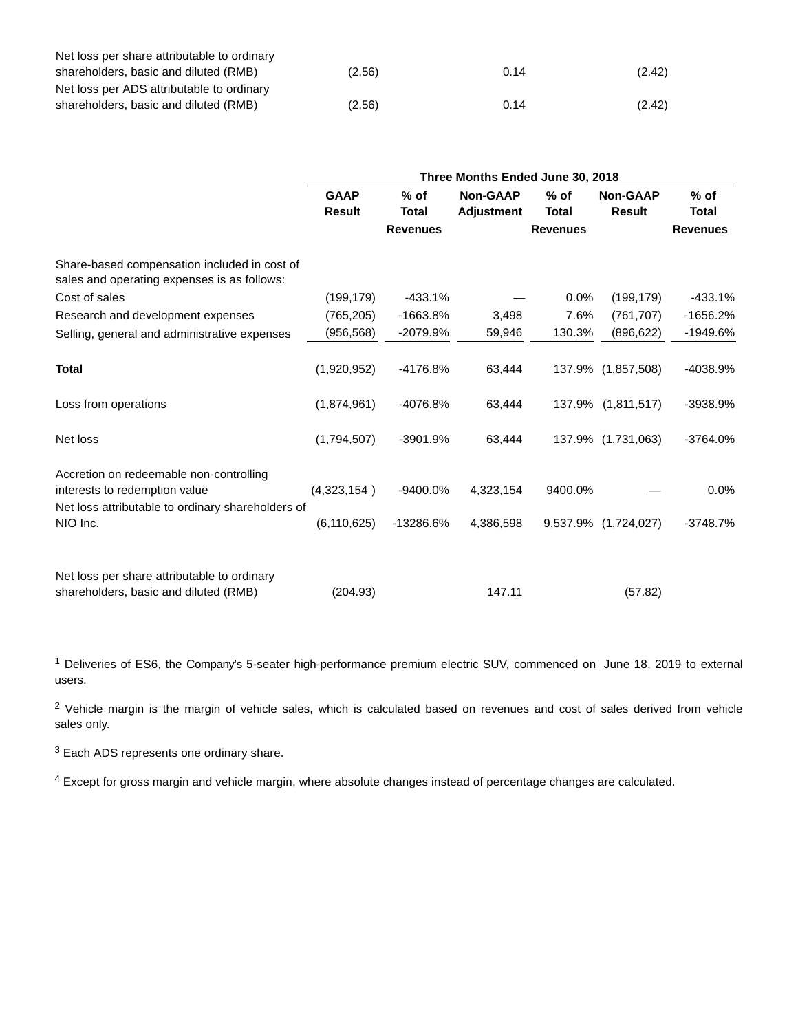| | | | |
|---|---|---|---|
| Net loss per share attributable to ordinary shareholders, basic and diluted (RMB) | (2.56) | 0.14 | (2.42) |
| Net loss per ADS attributable to ordinary shareholders, basic and diluted (RMB) | (2.56) | 0.14 | (2.42) |

| | Three Months Ended June 30, 2018 | | | | | |
|---|---|---|---|---|---|---|
| | GAAP Result | % of Total Revenues | Non-GAAP Adjustment | % of Total Revenues | Non-GAAP Result | % of Total Revenues |
| Share-based compensation included in cost of sales and operating expenses is as follows: | | | | | | |
| Cost of sales | (199,179) | -433.1% | — | 0.0% | (199,179) | -433.1% |
| Research and development expenses | (765,205) | -1663.8% | 3,498 | 7.6% | (761,707) | -1656.2% |
| Selling, general and administrative expenses | (956,568) | -2079.9% | 59,946 | 130.3% | (896,622) | -1949.6% |
| **Total** | (1,920,952) | -4176.8% | 63,444 | 137.9% | (1,857,508) | -4038.9% |
| Loss from operations | (1,874,961) | -4076.8% | 63,444 | 137.9% | (1,811,517) | -3938.9% |
| Net loss | (1,794,507) | -3901.9% | 63,444 | 137.9% | (1,731,063) | -3764.0% |
| Accretion on redeemable non-controlling interests to redemption value | (4,323,154 ) | -9400.0% | 4,323,154 | 9400.0% | — | 0.0% |
| Net loss attributable to ordinary shareholders of NIO Inc. | (6,110,625) | -13286.6% | 4,386,598 | 9,537.9% | (1,724,027) | -3748.7% |
| Net loss per share attributable to ordinary shareholders, basic and diluted (RMB) | (204.93) | | 147.11 | | (57.82) | |

[1] Deliveries of ES6, the Company's 5-seater high-performance premium electric SUV, commenced on June 18, 2019 to external users.

[2] Vehicle margin is the margin of vehicle sales, which is calculated based on revenues and cost of sales derived from vehicle sales only.

[3] Each ADS represents one ordinary share.

[4] Except for gross margin and vehicle margin, where absolute changes instead of percentage changes are calculated.